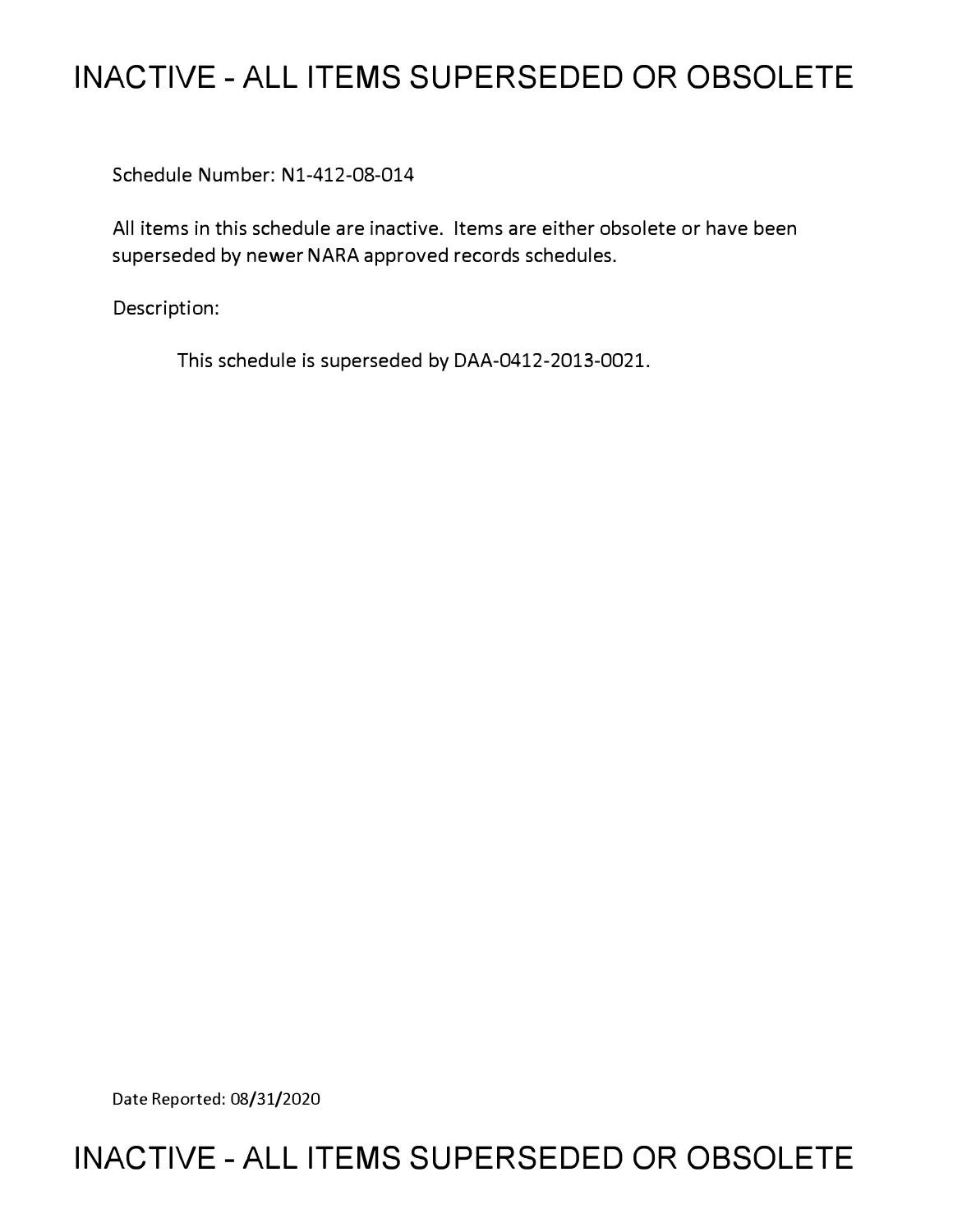# INACTIVE - ALL ITEMS SUPERSEDED OR OBSOLETE

Schedule Number: N1-412-08-014

All items in this schedule are inactive. Items are either obsolete or have been superseded by newer NARA approved records schedules.

Description:

This schedule is superseded by DAA-0412-2013-0021.

Date Reported: 08/31/2020

# INACTIVE - ALL ITEMS SUPERSEDED OR OBSOLETE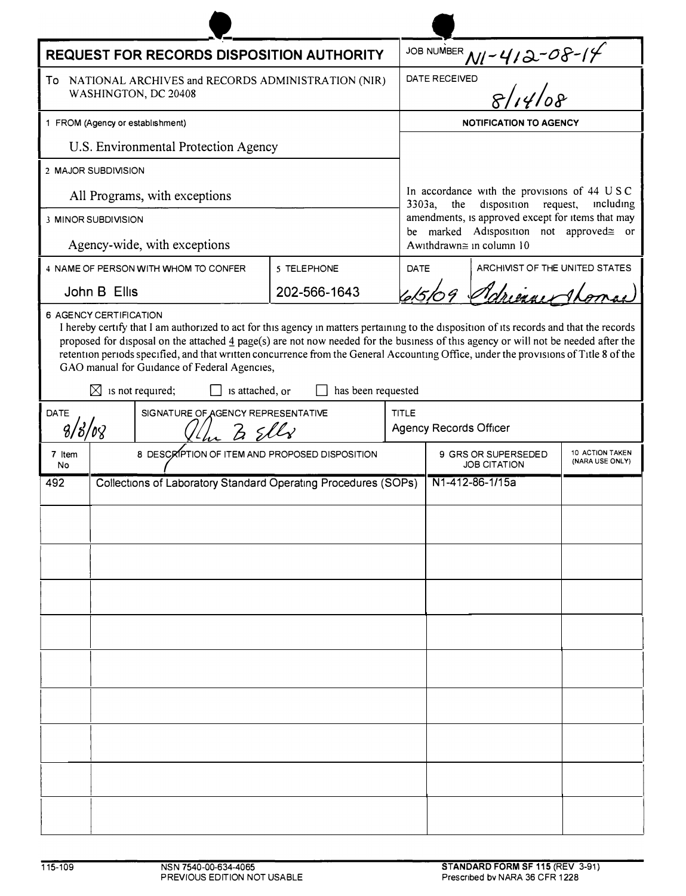# REQUEST FOR RECORDS DISPOSITION AUTHORITY

**JOB NUMBER** N1-412-08-14

**To** NATIONAL ARCHIVES and RECORDS ADMINISTRATION (NIR)
WASHINGTON, DC 20408

**DATE RECEIVED** 8/14/08

**1 FROM (Agency or establishment)**
U.S. Environmental Protection Agency

**2 MAJOR SUBDIVISION**
All Programs, with exceptions

**3 MINOR SUBDIVISION**
Agency-wide, with exceptions

**NOTIFICATION TO AGENCY**

In accordance with the provisions of 44 U S C 3303a, the disposition request, including amendments, is approved except for items that may be marked Adisposition not approved≅ or Awithdrawn≅ in column 10

| 4 NAME OF PERSON WITH WHOM TO CONFER | 5 TELEPHONE | DATE | ARCHIVIST OF THE UNITED STATES |
|---|---|---|---|
| John B Ellis | 202-566-1643 | 6/5/09 | Adrienne Thomas |

**6 AGENCY CERTIFICATION**

I hereby certify that I am authorized to act for this agency in matters pertaining to the disposition of its records and that the records proposed for disposal on the attached 4 page(s) are not now needed for the business of this agency or will not be needed after the retention periods specified, and that written concurrence from the General Accounting Office, under the provisions of Title 8 of the GAO manual for Guidance of Federal Agencies,

☒ is not required; ☐ is attached, or ☐ has been requested

| DATE | SIGNATURE OF AGENCY REPRESENTATIVE | TITLE |
|---|---|---|
| 8/8/08 | John B Ellis | Agency Records Officer |

| 7 Item No | 8 DESCRIPTION OF ITEM AND PROPOSED DISPOSITION | 9 GRS OR SUPERSEDED JOB CITATION | 10 ACTION TAKEN (NARA USE ONLY) |
|---|---|---|---|
| 492 | Collections of Laboratory Standard Operating Procedures (SOPs) | N1-412-86-1/15a | |

115-109 NSN 7540-00-634-4065 PREVIOUS EDITION NOT USABLE **STANDARD FORM SF 115** (REV 3-91) Prescribed by NARA 36 CFR 1228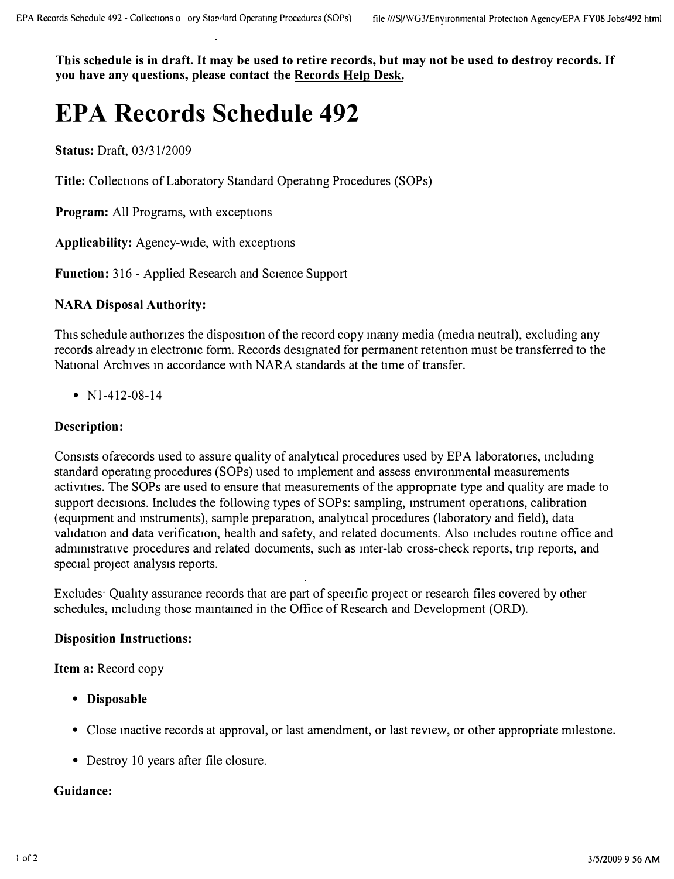**This schedule is in draft. It may be used to retire records, but may not be used to destroy records. If you have any questions, please contact the Records Help Desk.**

# EPA Records Schedule 492

**Status:** Draft, 03/31/2009

**Title:** Collections of Laboratory Standard Operating Procedures (SOPs)

**Program:** All Programs, with exceptions

**Applicability:** Agency-wide, with exceptions

**Function:** 316 - Applied Research and Science Support

### NARA Disposal Authority:

This schedule authorizes the disposition of the record copy in any media (media neutral), excluding any records already in electronic form. Records designated for permanent retention must be transferred to the National Archives in accordance with NARA standards at the time of transfer.

- N1-412-08-14

### Description:

Consists of records used to assure quality of analytical procedures used by EPA laboratories, including standard operating procedures (SOPs) used to implement and assess environmental measurements activities. The SOPs are used to ensure that measurements of the appropriate type and quality are made to support decisions. Includes the following types of SOPs: sampling, instrument operations, calibration (equipment and instruments), sample preparation, analytical procedures (laboratory and field), data validation and data verification, health and safety, and related documents. Also includes routine office and administrative procedures and related documents, such as inter-lab cross-check reports, trip reports, and special project analysis reports.

Excludes: Quality assurance records that are part of specific project or research files covered by other schedules, including those maintained in the Office of Research and Development (ORD).

### Disposition Instructions:

**Item a:** Record copy

- **Disposable**
- Close inactive records at approval, or last amendment, or last review, or other appropriate milestone.
- Destroy 10 years after file closure.

### Guidance: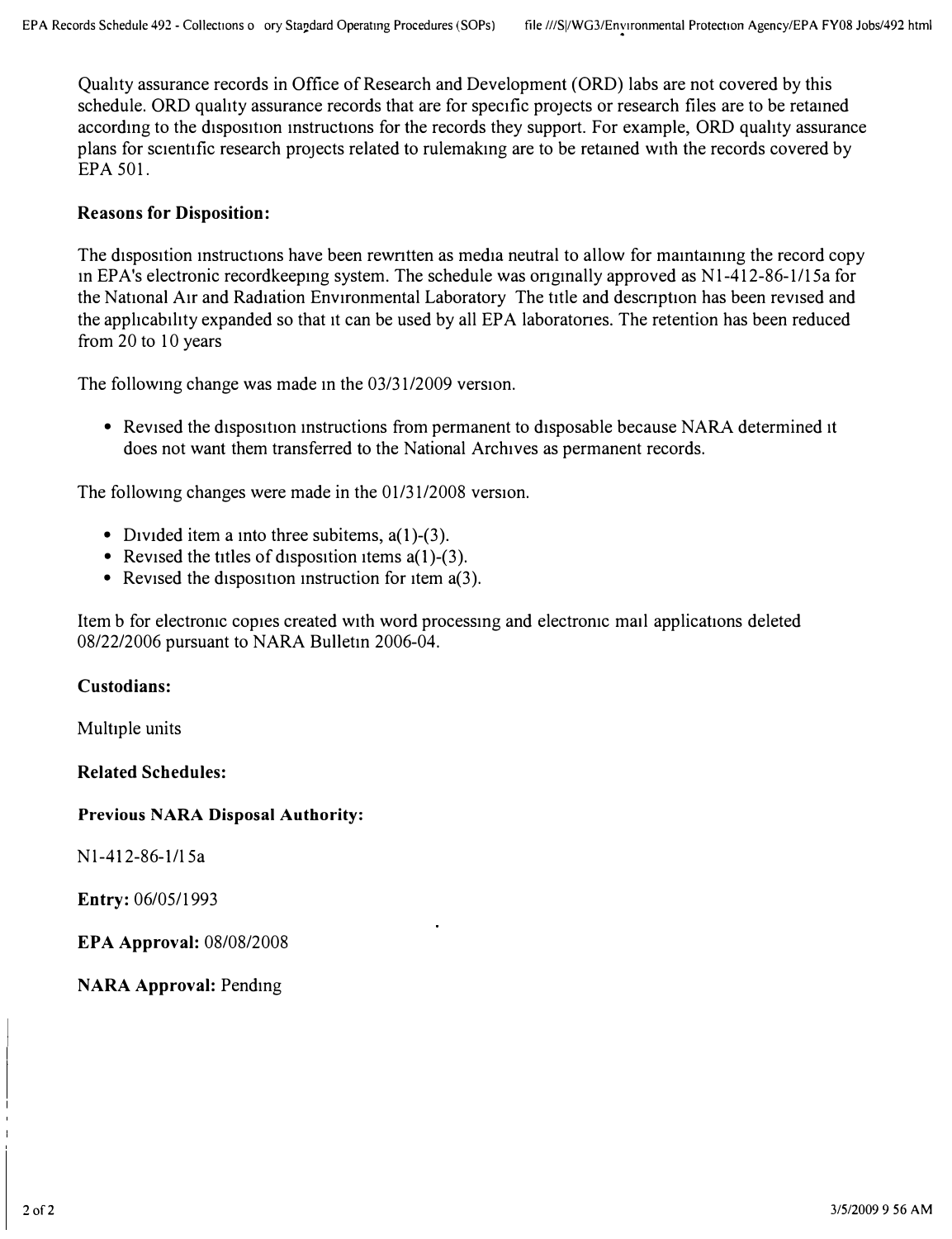Quality assurance records in Office of Research and Development (ORD) labs are not covered by this schedule. ORD quality assurance records that are for specific projects or research files are to be retained according to the disposition instructions for the records they support. For example, ORD quality assurance plans for scientific research projects related to rulemaking are to be retained with the records covered by EPA 501.

**Reasons for Disposition:**

The disposition instructions have been rewritten as media neutral to allow for maintaining the record copy in EPA's electronic recordkeeping system. The schedule was originally approved as N1-412-86-1/15a for the National Air and Radiation Environmental Laboratory The title and description has been revised and the applicability expanded so that it can be used by all EPA laboratories. The retention has been reduced from 20 to 10 years

The following change was made in the 03/31/2009 version.

- Revised the disposition instructions from permanent to disposable because NARA determined it does not want them transferred to the National Archives as permanent records.

The following changes were made in the 01/31/2008 version.

- Divided item a into three subitems, a(1)-(3).
- Revised the titles of disposition items a(1)-(3).
- Revised the disposition instruction for item a(3).

Item b for electronic copies created with word processing and electronic mail applications deleted 08/22/2006 pursuant to NARA Bulletin 2006-04.

**Custodians:**

Multiple units

**Related Schedules:**

**Previous NARA Disposal Authority:**

N1-412-86-1/15a

**Entry:** 06/05/1993

**EPA Approval:** 08/08/2008

**NARA Approval:** Pending